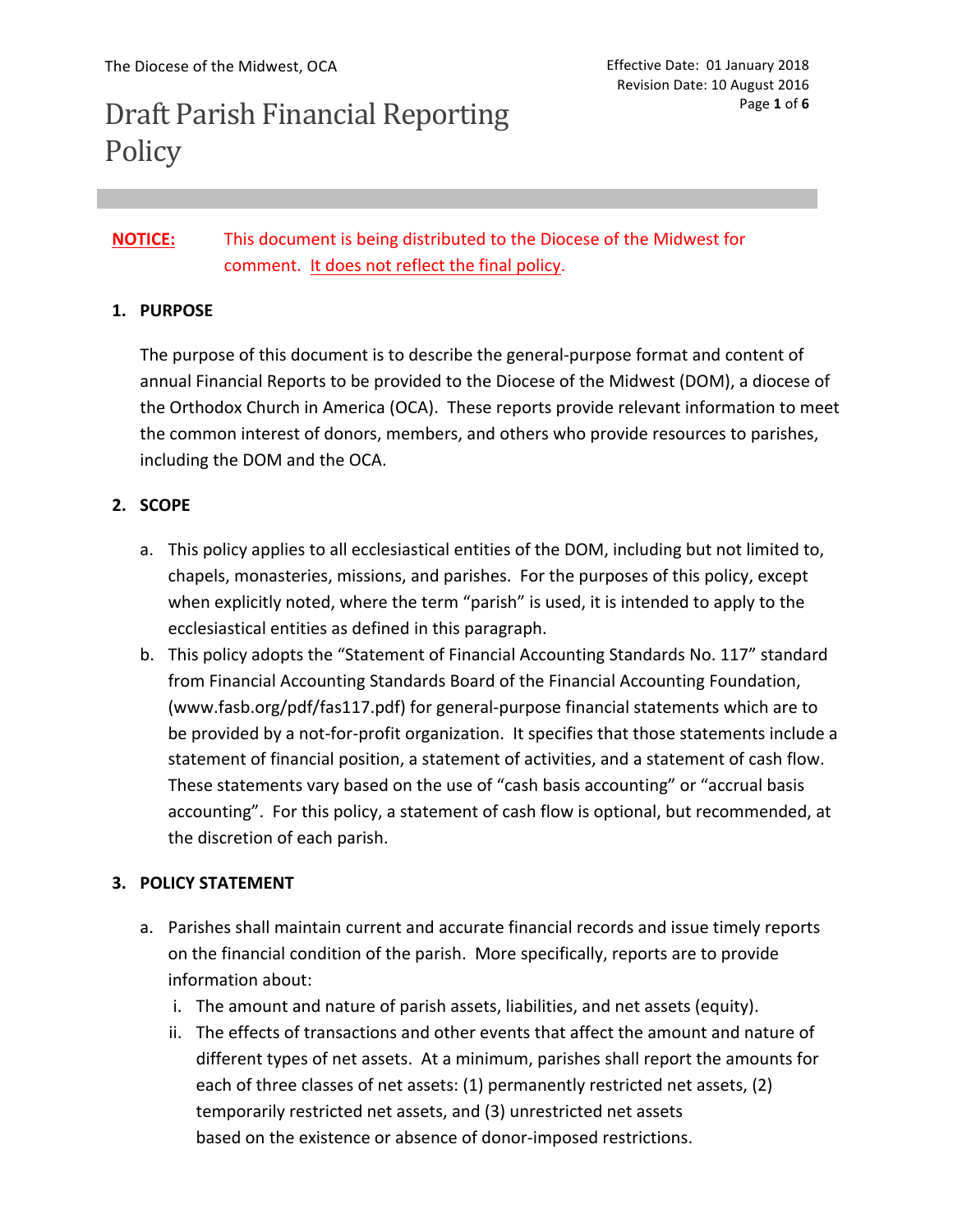The Diocese of the Midwest, OCA

Effective Date: 01 January 2018
Revision Date: 10 August 2016

# Draft Parish Financial Reporting Policy

**NOTICE:** This document is being distributed to the Diocese of the Midwest for comment. It does not reflect the final policy.

## 1. PURPOSE

The purpose of this document is to describe the general-purpose format and content of annual Financial Reports to be provided to the Diocese of the Midwest (DOM), a diocese of the Orthodox Church in America (OCA). These reports provide relevant information to meet the common interest of donors, members, and others who provide resources to parishes, including the DOM and the OCA.

## 2. SCOPE

a. This policy applies to all ecclesiastical entities of the DOM, including but not limited to, chapels, monasteries, missions, and parishes. For the purposes of this policy, except when explicitly noted, where the term "parish" is used, it is intended to apply to the ecclesiastical entities as defined in this paragraph.

b. This policy adopts the "Statement of Financial Accounting Standards No. 117" standard from Financial Accounting Standards Board of the Financial Accounting Foundation, (www.fasb.org/pdf/fas117.pdf) for general-purpose financial statements which are to be provided by a not-for-profit organization. It specifies that those statements include a statement of financial position, a statement of activities, and a statement of cash flow. These statements vary based on the use of "cash basis accounting" or "accrual basis accounting". For this policy, a statement of cash flow is optional, but recommended, at the discretion of each parish.

## 3. POLICY STATEMENT

a. Parishes shall maintain current and accurate financial records and issue timely reports on the financial condition of the parish. More specifically, reports are to provide information about:

   i. The amount and nature of parish assets, liabilities, and net assets (equity).

   ii. The effects of transactions and other events that affect the amount and nature of different types of net assets. At a minimum, parishes shall report the amounts for each of three classes of net assets: (1) permanently restricted net assets, (2) temporarily restricted net assets, and (3) unrestricted net assets based on the existence or absence of donor-imposed restrictions.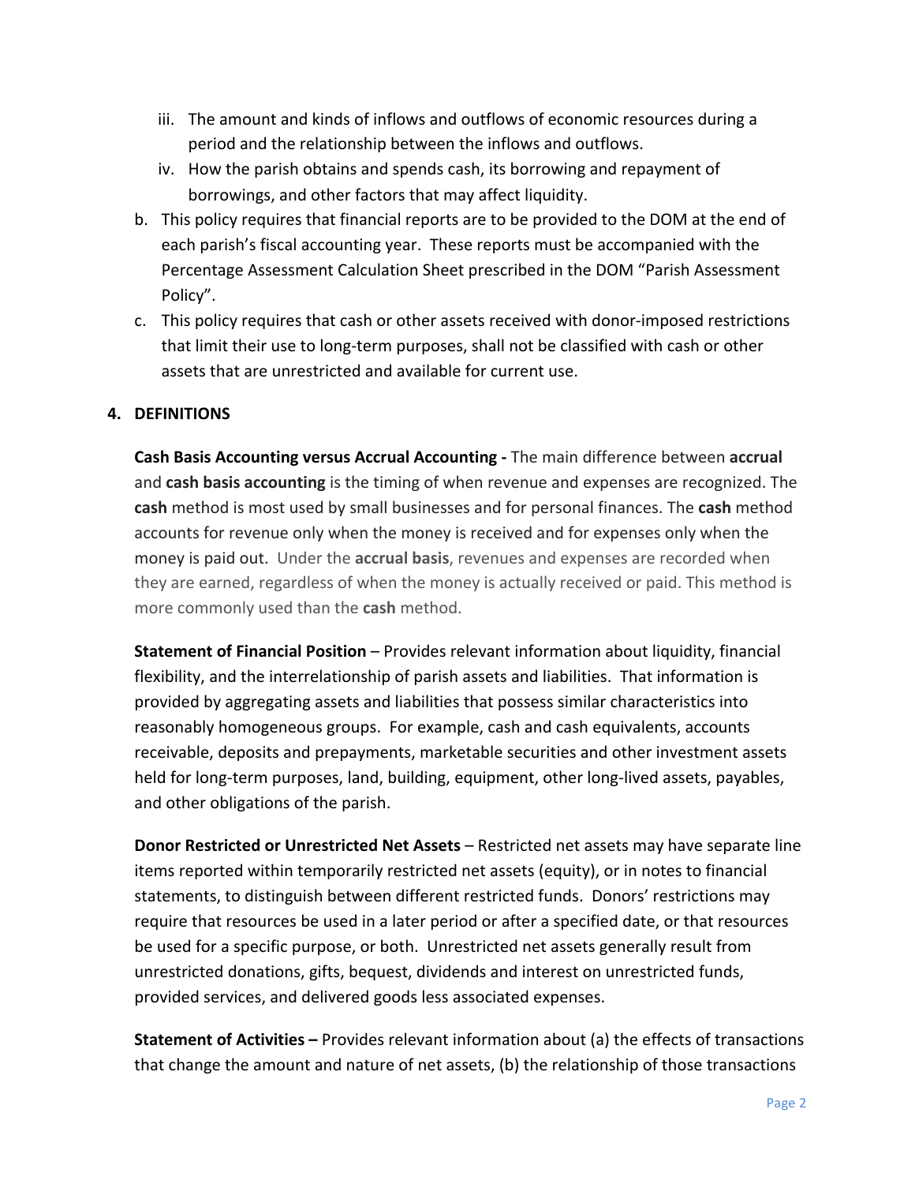iii. The amount and kinds of inflows and outflows of economic resources during a period and the relationship between the inflows and outflows.
   iv. How the parish obtains and spends cash, its borrowing and repayment of borrowings, and other factors that may affect liquidity.

b. This policy requires that financial reports are to be provided to the DOM at the end of each parish's fiscal accounting year. These reports must be accompanied with the Percentage Assessment Calculation Sheet prescribed in the DOM "Parish Assessment Policy".
c. This policy requires that cash or other assets received with donor-imposed restrictions that limit their use to long-term purposes, shall not be classified with cash or other assets that are unrestricted and available for current use.

**4. DEFINITIONS**

**Cash Basis Accounting versus Accrual Accounting -** The main difference between **accrual** and **cash basis accounting** is the timing of when revenue and expenses are recognized. The **cash** method is most used by small businesses and for personal finances. The **cash** method accounts for revenue only when the money is received and for expenses only when the money is paid out. Under the **accrual basis**, revenues and expenses are recorded when they are earned, regardless of when the money is actually received or paid. This method is more commonly used than the **cash** method.

**Statement of Financial Position** – Provides relevant information about liquidity, financial flexibility, and the interrelationship of parish assets and liabilities. That information is provided by aggregating assets and liabilities that possess similar characteristics into reasonably homogeneous groups. For example, cash and cash equivalents, accounts receivable, deposits and prepayments, marketable securities and other investment assets held for long-term purposes, land, building, equipment, other long-lived assets, payables, and other obligations of the parish.

**Donor Restricted or Unrestricted Net Assets** – Restricted net assets may have separate line items reported within temporarily restricted net assets (equity), or in notes to financial statements, to distinguish between different restricted funds. Donors' restrictions may require that resources be used in a later period or after a specified date, or that resources be used for a specific purpose, or both. Unrestricted net assets generally result from unrestricted donations, gifts, bequest, dividends and interest on unrestricted funds, provided services, and delivered goods less associated expenses.

**Statement of Activities –** Provides relevant information about (a) the effects of transactions that change the amount and nature of net assets, (b) the relationship of those transactions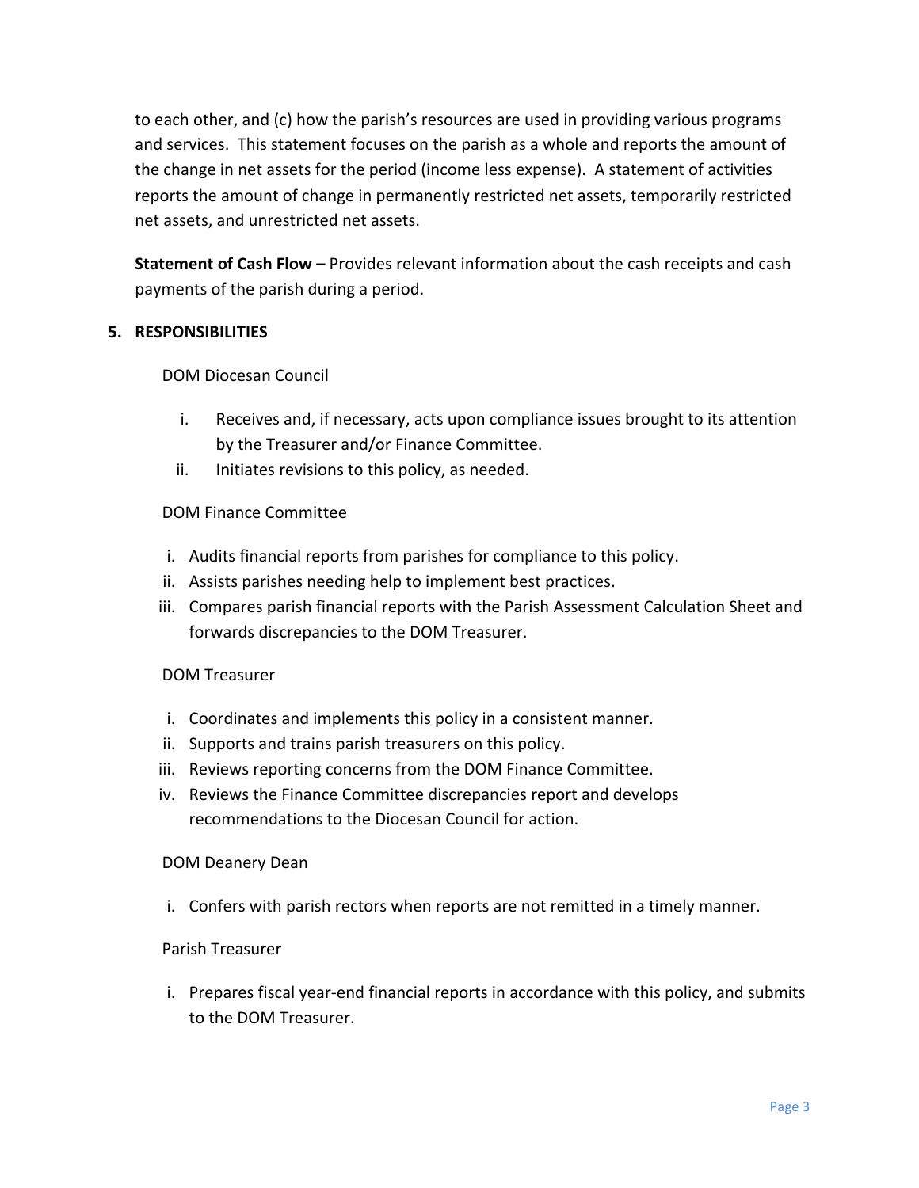to each other, and (c) how the parish's resources are used in providing various programs and services. This statement focuses on the parish as a whole and reports the amount of the change in net assets for the period (income less expense). A statement of activities reports the amount of change in permanently restricted net assets, temporarily restricted net assets, and unrestricted net assets.

**Statement of Cash Flow –** Provides relevant information about the cash receipts and cash payments of the parish during a period.

## 5. RESPONSIBILITIES

DOM Diocesan Council

- i. Receives and, if necessary, acts upon compliance issues brought to its attention by the Treasurer and/or Finance Committee.
- ii. Initiates revisions to this policy, as needed.

DOM Finance Committee

- i. Audits financial reports from parishes for compliance to this policy.
- ii. Assists parishes needing help to implement best practices.
- iii. Compares parish financial reports with the Parish Assessment Calculation Sheet and forwards discrepancies to the DOM Treasurer.

DOM Treasurer

- i. Coordinates and implements this policy in a consistent manner.
- ii. Supports and trains parish treasurers on this policy.
- iii. Reviews reporting concerns from the DOM Finance Committee.
- iv. Reviews the Finance Committee discrepancies report and develops recommendations to the Diocesan Council for action.

DOM Deanery Dean

- i. Confers with parish rectors when reports are not remitted in a timely manner.

Parish Treasurer

- i. Prepares fiscal year-end financial reports in accordance with this policy, and submits to the DOM Treasurer.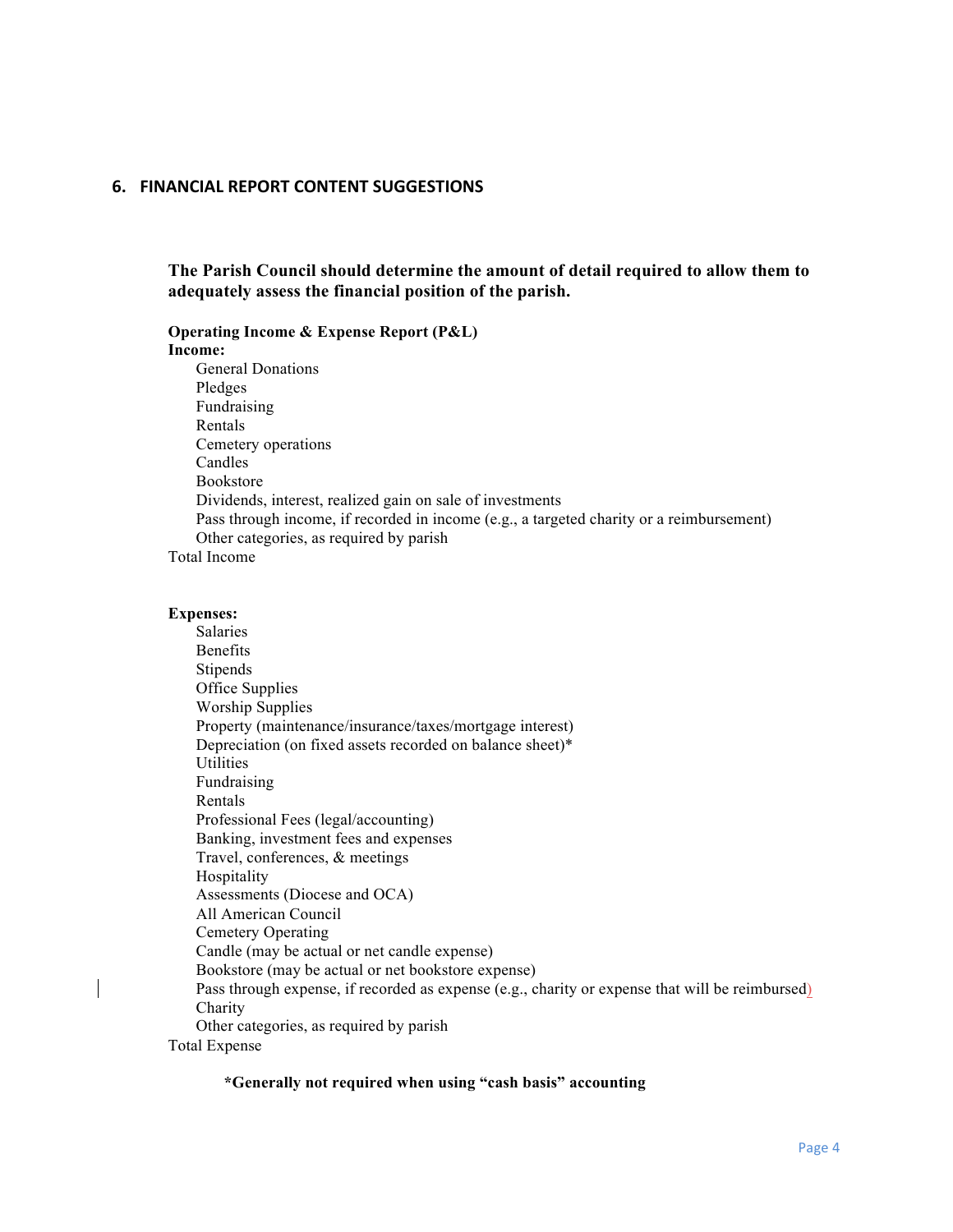## 6. FINANCIAL REPORT CONTENT SUGGESTIONS

**The Parish Council should determine the amount of detail required to allow them to adequately assess the financial position of the parish.**

**Operating Income & Expense Report (P&L)**

**Income:**

- General Donations
- Pledges
- Fundraising
- Rentals
- Cemetery operations
- Candles
- Bookstore
- Dividends, interest, realized gain on sale of investments
- Pass through income, if recorded in income (e.g., a targeted charity or a reimbursement)
- Other categories, as required by parish

Total Income

**Expenses:**

- Salaries
- Benefits
- Stipends
- Office Supplies
- Worship Supplies
- Property (maintenance/insurance/taxes/mortgage interest)
- Depreciation (on fixed assets recorded on balance sheet)*
- Utilities
- Fundraising
- Rentals
- Professional Fees (legal/accounting)
- Banking, investment fees and expenses
- Travel, conferences, & meetings
- Hospitality
- Assessments (Diocese and OCA)
- All American Council
- Cemetery Operating
- Candle (may be actual or net candle expense)
- Bookstore (may be actual or net bookstore expense)
- Pass through expense, if recorded as expense (e.g., charity or expense that will be reimbursed)
- Charity
- Other categories, as required by parish

Total Expense

**\*Generally not required when using "cash basis" accounting**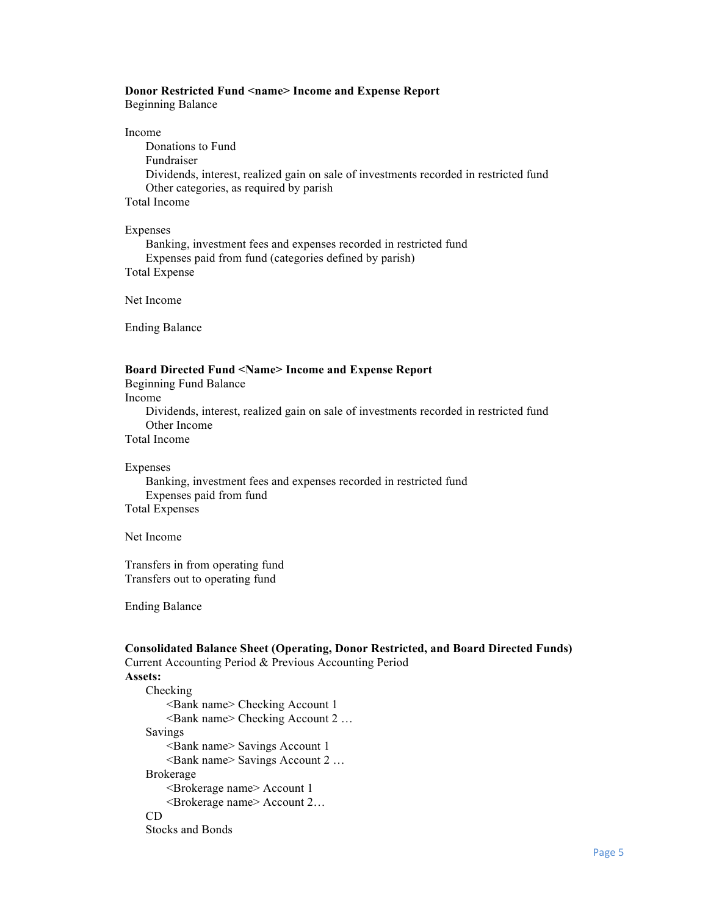**Donor Restricted Fund <name> Income and Expense Report**

Beginning Balance

Income

- Donations to Fund
- Fundraiser
- Dividends, interest, realized gain on sale of investments recorded in restricted fund
- Other categories, as required by parish

Total Income

Expenses

- Banking, investment fees and expenses recorded in restricted fund
- Expenses paid from fund (categories defined by parish)

Total Expense

Net Income

Ending Balance

**Board Directed Fund <Name> Income and Expense Report**

Beginning Fund Balance

Income

- Dividends, interest, realized gain on sale of investments recorded in restricted fund
- Other Income

Total Income

Expenses

- Banking, investment fees and expenses recorded in restricted fund
- Expenses paid from fund

Total Expenses

Net Income

Transfers in from operating fund

Transfers out to operating fund

Ending Balance

**Consolidated Balance Sheet (Operating, Donor Restricted, and Board Directed Funds)**

Current Accounting Period & Previous Accounting Period

**Assets:**

- Checking
  - <Bank name> Checking Account 1
  - <Bank name> Checking Account 2 …
- Savings
  - <Bank name> Savings Account 1
  - <Bank name> Savings Account 2 …
- Brokerage
  - <Brokerage name> Account 1
  - <Brokerage name> Account 2…
- CD
- Stocks and Bonds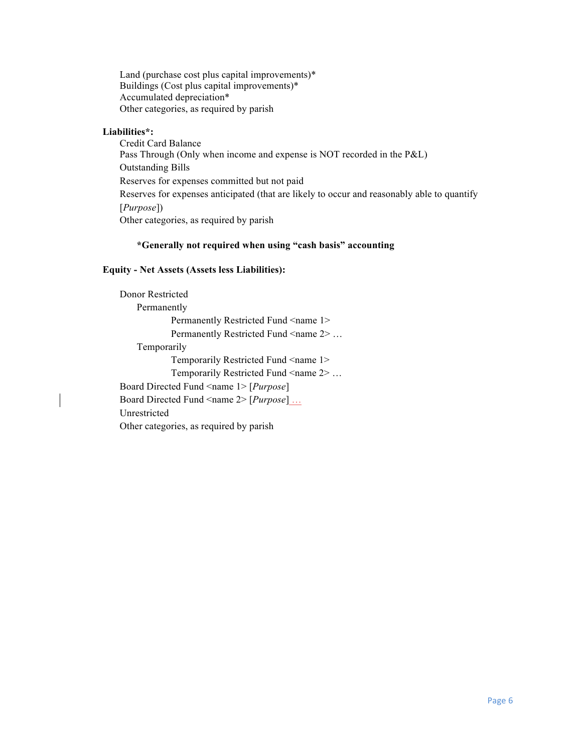Land (purchase cost plus capital improvements)*
Buildings (Cost plus capital improvements)*
Accumulated depreciation*
Other categories, as required by parish

**Liabilities*:**

Credit Card Balance
Pass Through (Only when income and expense is NOT recorded in the P&L)
Outstanding Bills
Reserves for expenses committed but not paid
Reserves for expenses anticipated (that are likely to occur and reasonably able to quantify [*Purpose*])
Other categories, as required by parish

**\*Generally not required when using "cash basis" accounting**

**Equity - Net Assets (Assets less Liabilities):**

- Donor Restricted
  - Permanently
    - Permanently Restricted Fund <name 1>
    - Permanently Restricted Fund <name 2> …
  - Temporarily
    - Temporarily Restricted Fund <name 1>
    - Temporarily Restricted Fund <name 2> …
- Board Directed Fund <name 1> [*Purpose*]
- Board Directed Fund <name 2> [*Purpose*] …
- Unrestricted
- Other categories, as required by parish